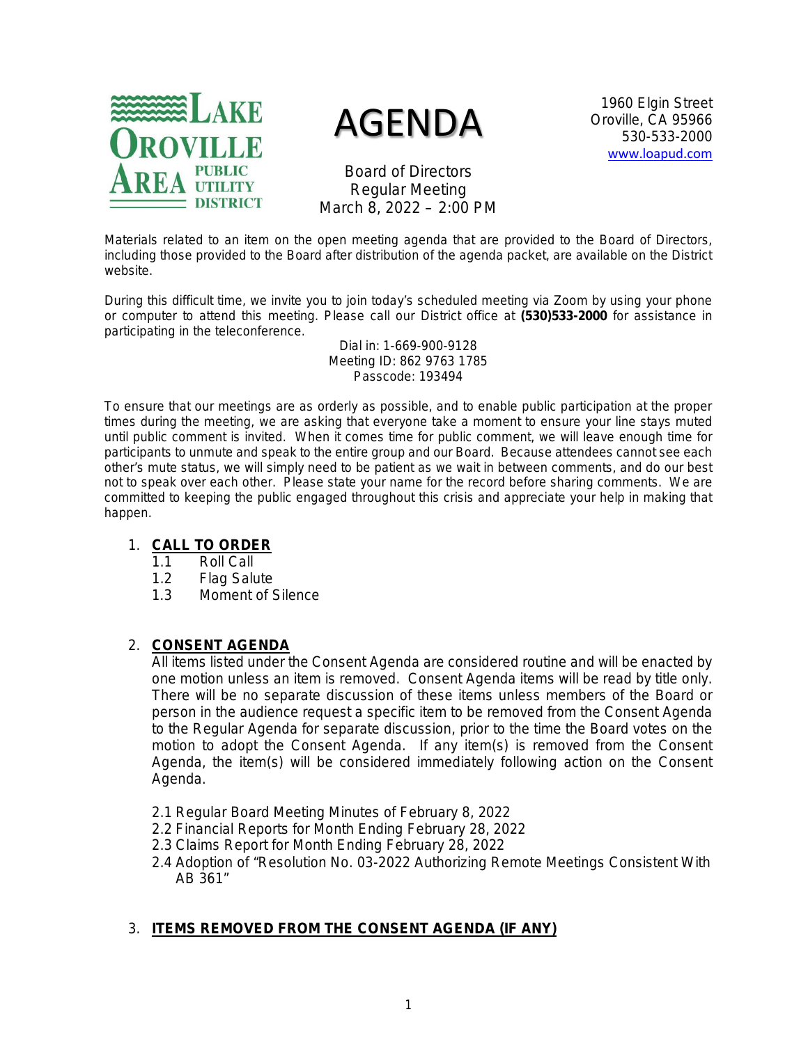**LAKE OROVILLE AREA PUBLIC UTILITY DISTRICT**

# AGENDA

Board of Directors
Regular Meeting
March 8, 2022 – 2:00 PM

1960 Elgin Street
Oroville, CA 95966
530-533-2000
www.loapud.com

Materials related to an item on the open meeting agenda that are provided to the Board of Directors, including those provided to the Board after distribution of the agenda packet, are available on the District website.

During this difficult time, we invite you to join today's scheduled meeting via Zoom by using your phone or computer to attend this meeting. Please call our District office at **(530)533-2000** for assistance in participating in the teleconference.

Dial in: 1-669-900-9128
Meeting ID: 862 9763 1785
Passcode: 193494

To ensure that our meetings are as orderly as possible, and to enable public participation at the proper times during the meeting, we are asking that everyone take a moment to ensure your line stays muted until public comment is invited. When it comes time for public comment, we will leave enough time for participants to unmute and speak to the entire group and our Board. Because attendees cannot see each other's mute status, we will simply need to be patient as we wait in between comments, and do our best not to speak over each other. Please state your name for the record before sharing comments. We are committed to keeping the public engaged throughout this crisis and appreciate your help in making that happen.

1. **CALL TO ORDER**
   - 1.1 Roll Call
   - 1.2 Flag Salute
   - 1.3 Moment of Silence

2. **CONSENT AGENDA**

   All items listed under the Consent Agenda are considered routine and will be enacted by one motion unless an item is removed. Consent Agenda items will be read by title only. There will be no separate discussion of these items unless members of the Board or person in the audience request a specific item to be removed from the Consent Agenda to the Regular Agenda for separate discussion, prior to the time the Board votes on the motion to adopt the Consent Agenda. If any item(s) is removed from the Consent Agenda, the item(s) will be considered immediately following action on the Consent Agenda.

   - 2.1 Regular Board Meeting Minutes of February 8, 2022
   - 2.2 Financial Reports for Month Ending February 28, 2022
   - 2.3 Claims Report for Month Ending February 28, 2022
   - 2.4 Adoption of "Resolution No. 03-2022 Authorizing Remote Meetings Consistent With AB 361"

3. **ITEMS REMOVED FROM THE CONSENT AGENDA (IF ANY)**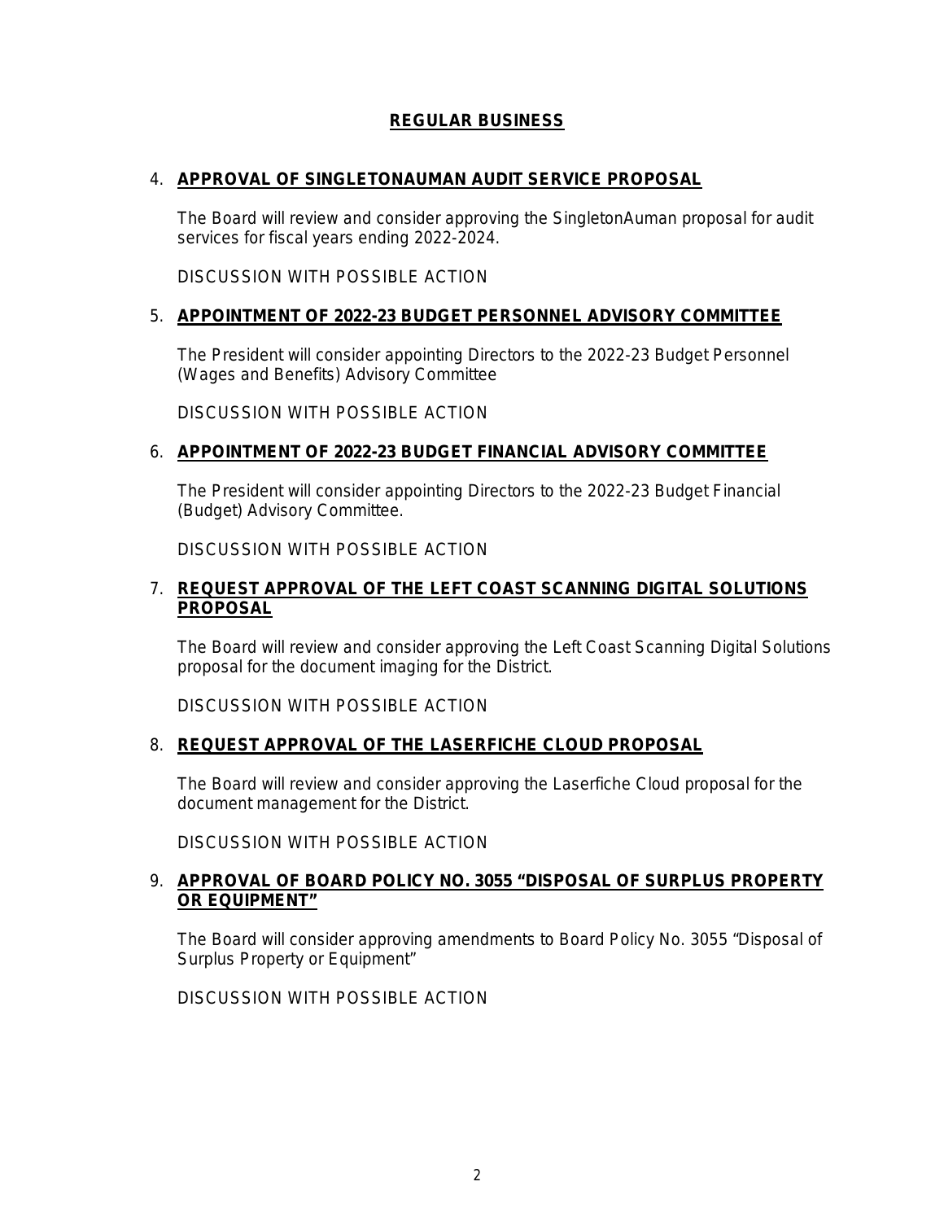## REGULAR BUSINESS

4. **APPROVAL OF SINGLETONAUMAN AUDIT SERVICE PROPOSAL**

   The Board will review and consider approving the SingletonAuman proposal for audit services for fiscal years ending 2022-2024.

   DISCUSSION WITH POSSIBLE ACTION

5. **APPOINTMENT OF 2022-23 BUDGET PERSONNEL ADVISORY COMMITTEE**

   The President will consider appointing Directors to the 2022-23 Budget Personnel (Wages and Benefits) Advisory Committee

   DISCUSSION WITH POSSIBLE ACTION

6. **APPOINTMENT OF 2022-23 BUDGET FINANCIAL ADVISORY COMMITTEE**

   The President will consider appointing Directors to the 2022-23 Budget Financial (Budget) Advisory Committee.

   DISCUSSION WITH POSSIBLE ACTION

7. **REQUEST APPROVAL OF THE LEFT COAST SCANNING DIGITAL SOLUTIONS PROPOSAL**

   The Board will review and consider approving the Left Coast Scanning Digital Solutions proposal for the document imaging for the District.

   DISCUSSION WITH POSSIBLE ACTION

8. **REQUEST APPROVAL OF THE LASERFICHE CLOUD PROPOSAL**

   The Board will review and consider approving the Laserfiche Cloud proposal for the document management for the District.

   DISCUSSION WITH POSSIBLE ACTION

9. **APPROVAL OF BOARD POLICY NO. 3055 "DISPOSAL OF SURPLUS PROPERTY OR EQUIPMENT"**

   The Board will consider approving amendments to Board Policy No. 3055 "Disposal of Surplus Property or Equipment"

   DISCUSSION WITH POSSIBLE ACTION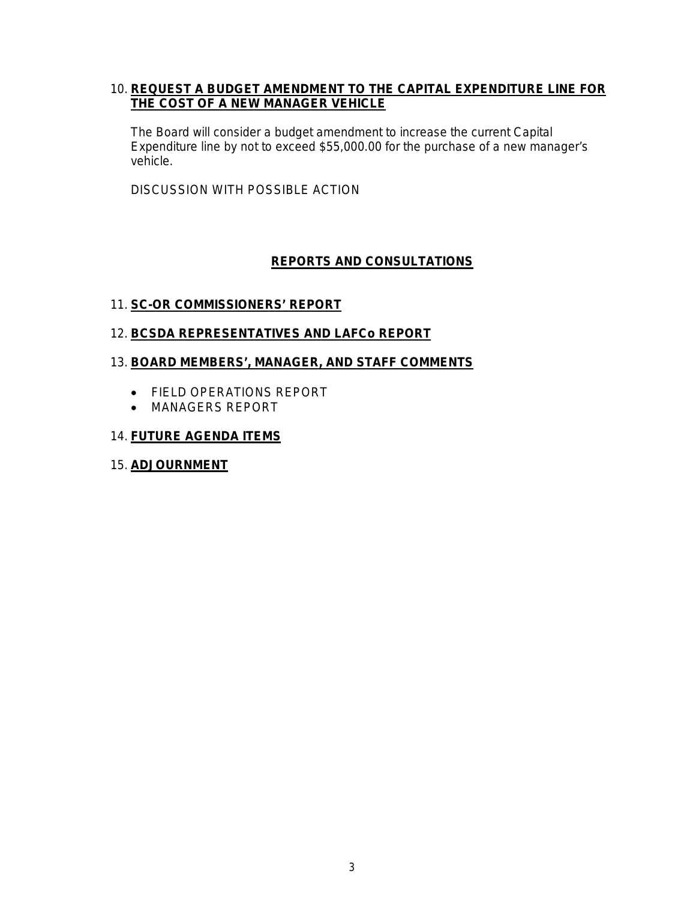10. **REQUEST A BUDGET AMENDMENT TO THE CAPITAL EXPENDITURE LINE FOR THE COST OF A NEW MANAGER VEHICLE**

    The Board will consider a budget amendment to increase the current Capital Expenditure line by not to exceed $55,000.00 for the purchase of a new manager's vehicle.

    DISCUSSION WITH POSSIBLE ACTION

## REPORTS AND CONSULTATIONS

11. **SC-OR COMMISSIONERS' REPORT**

12. **BCSDA REPRESENTATIVES AND LAFCo REPORT**

13. **BOARD MEMBERS', MANAGER, AND STAFF COMMENTS**

    - FIELD OPERATIONS REPORT
    - MANAGERS REPORT

14. **FUTURE AGENDA ITEMS**

15. **ADJOURNMENT**